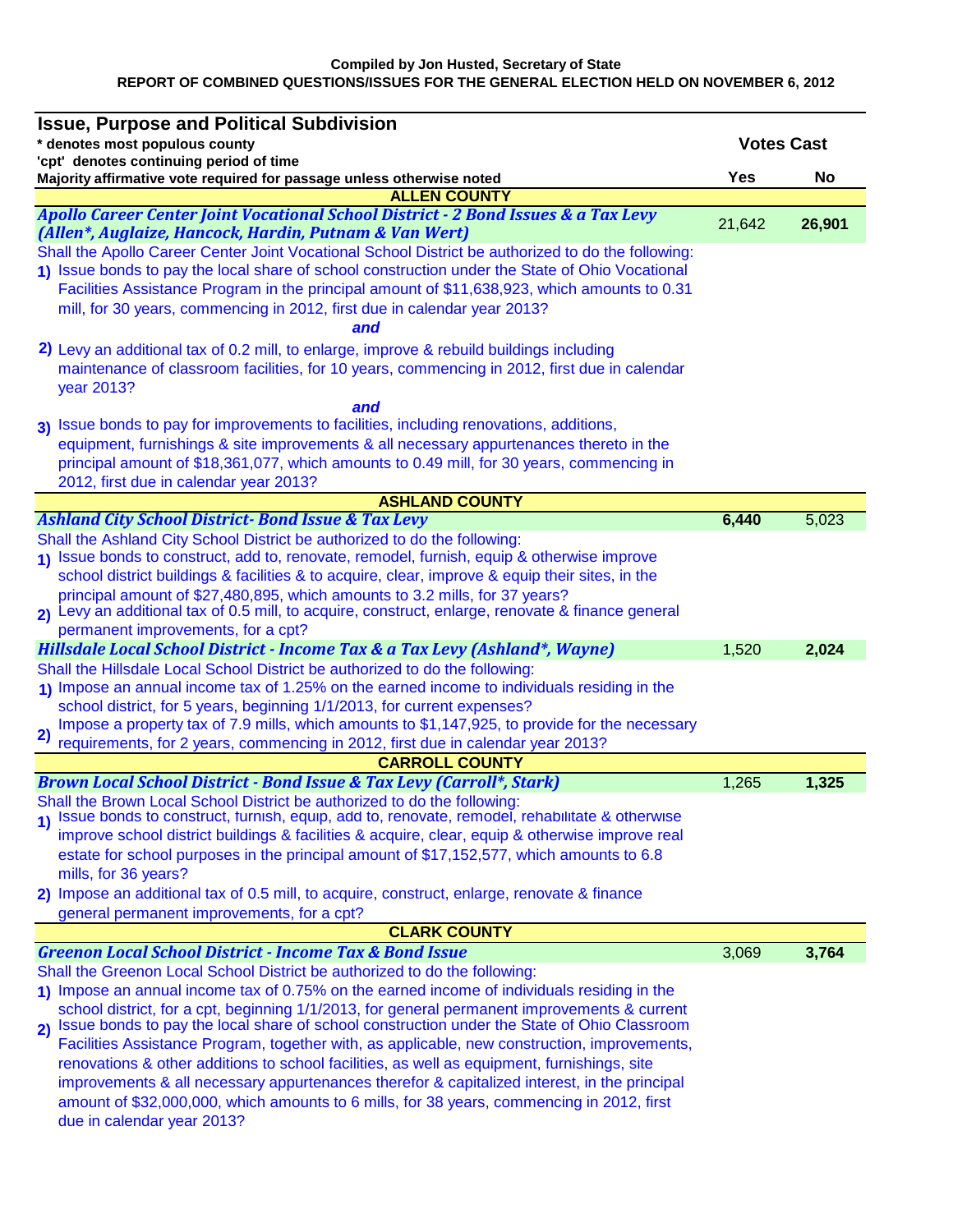**Compiled by Jon Husted, Secretary of State**

**REPORT OF COMBINED QUESTIONS/ISSUES FOR THE GENERAL ELECTION HELD ON NOVEMBER 6, 2012**

| Issue, Purpose and Political Subdivision<br>\* denotes most populous county<br>'cpt' denotes continuing period of time<br>Majority affirmative vote required for passage unless otherwise noted | Votes Cast Yes | Votes Cast No |
|---|---|---|
| **ALLEN COUNTY** | | |
| ***Apollo Career Center Joint Vocational School District - 2 Bond Issues & a Tax Levy (Allen*, Auglaize, Hancock, Hardin, Putnam & Van Wert)*** | 21,642 | **26,901** |
| Shall the Apollo Career Center Joint Vocational School District be authorized to do the following:<br>**1)** Issue bonds to pay the local share of school construction under the State of Ohio Vocational Facilities Assistance Program in the principal amount of $11,638,923, which amounts to 0.31 mill, for 30 years, commencing in 2012, first due in calendar year 2013?<br>***and***<br>**2)** Levy an additional tax of 0.2 mill, to enlarge, improve & rebuild buildings including maintenance of classroom facilities, for 10 years, commencing in 2012, first due in calendar year 2013?<br>***and***<br>**3)** Issue bonds to pay for improvements to facilities, including renovations, additions, equipment, furnishings & site improvements & all necessary appurtenances thereto in the principal amount of $18,361,077, which amounts to 0.49 mill, for 30 years, commencing in 2012, first due in calendar year 2013? | | |
| **ASHLAND COUNTY** | | |
| ***Ashland City School District- Bond Issue & Tax Levy*** | **6,440** | 5,023 |
| Shall the Ashland City School District be authorized to do the following:<br>**1)** Issue bonds to construct, add to, renovate, remodel, furnish, equip & otherwise improve school district buildings & facilities & to acquire, clear, improve & equip their sites, in the principal amount of $27,480,895, which amounts to 3.2 mills, for 37 years?<br>**2)** Levy an additional tax of 0.5 mill, to acquire, construct, enlarge, renovate & finance general permanent improvements, for a cpt? | | |
| ***Hillsdale Local School District - Income Tax & a Tax Levy (Ashland*, Wayne)*** | 1,520 | **2,024** |
| Shall the Hillsdale Local School District be authorized to do the following:<br>**1)** Impose an annual income tax of 1.25% on the earned income to individuals residing in the school district, for 5 years, beginning 1/1/2013, for current expenses?<br>**2)** Impose a property tax of 7.9 mills, which amounts to $1,147,925, to provide for the necessary requirements, for 2 years, commencing in 2012, first due in calendar year 2013? | | |
| **CARROLL COUNTY** | | |
| ***Brown Local School District - Bond Issue & Tax Levy (Carroll*, Stark)*** | 1,265 | **1,325** |
| Shall the Brown Local School District be authorized to do the following:<br>**1)** Issue bonds to construct, furnish, equip, add to, renovate, remodel, rehabilitate & otherwise improve school district buildings & facilities & acquire, clear, equip & otherwise improve real estate for school purposes in the principal amount of $17,152,577, which amounts to 6.8 mills, for 36 years?<br>**2)** Impose an additional tax of 0.5 mill, to acquire, construct, enlarge, renovate & finance general permanent improvements, for a cpt? | | |
| **CLARK COUNTY** | | |
| ***Greenon Local School District - Income Tax & Bond Issue*** | 3,069 | **3,764** |
| Shall the Greenon Local School District be authorized to do the following:<br>**1)** Impose an annual income tax of 0.75% on the earned income of individuals residing in the school district, for a cpt, beginning 1/1/2013, for general permanent improvements & current<br>**2)** Issue bonds to pay the local share of school construction under the State of Ohio Classroom Facilities Assistance Program, together with, as applicable, new construction, improvements, renovations & other additions to school facilities, as well as equipment, furnishings, site improvements & all necessary appurtenances therefor & capitalized interest, in the principal amount of $32,000,000, which amounts to 6 mills, for 38 years, commencing in 2012, first due in calendar year 2013? | | |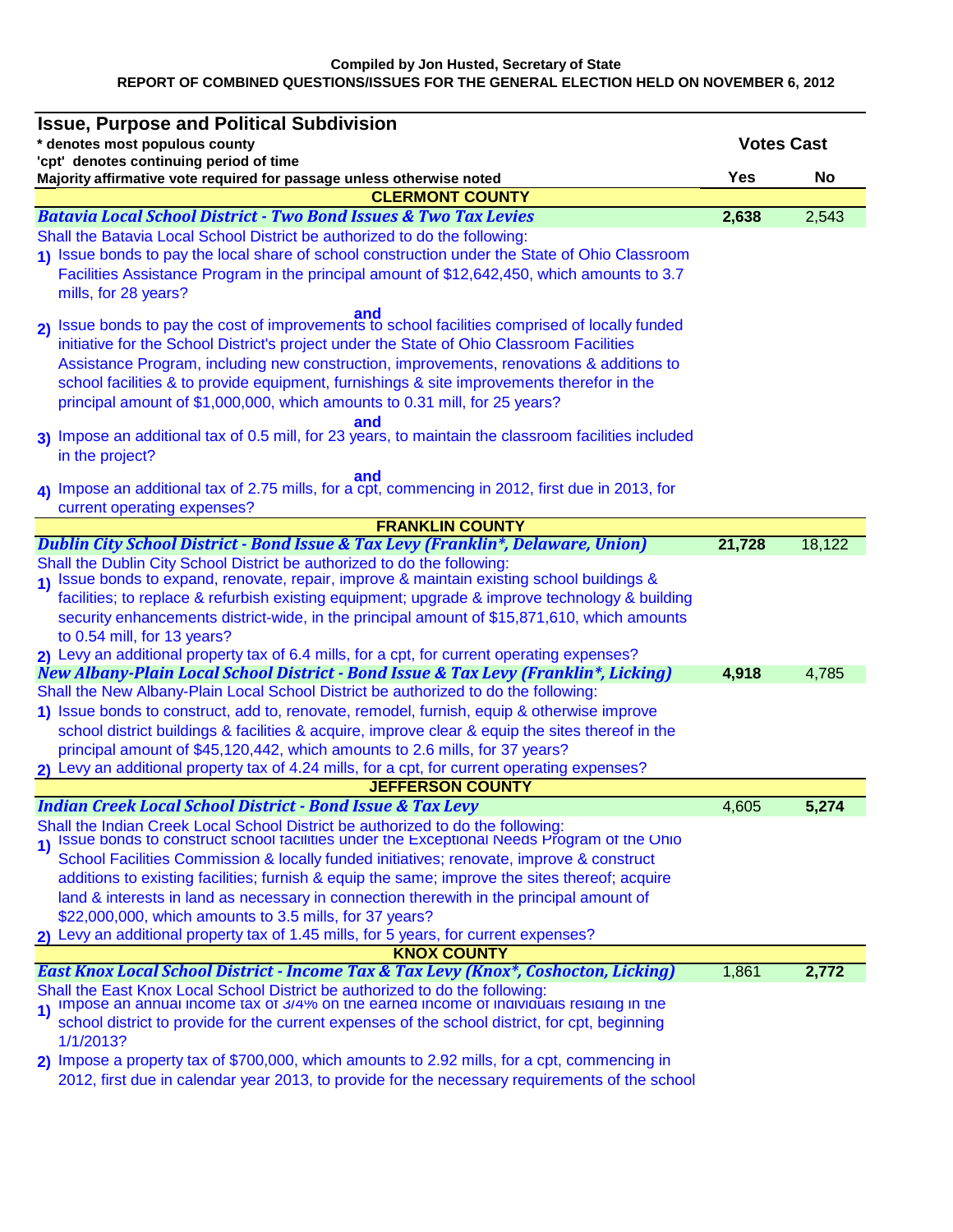**Compiled by Jon Husted, Secretary of State**

**REPORT OF COMBINED QUESTIONS/ISSUES FOR THE GENERAL ELECTION HELD ON NOVEMBER 6, 2012**

| Issue, Purpose and Political Subdivision | Votes Cast | |
|---|---|---|
| * denotes most populous county<br>'cpt' denotes continuing period of time<br>Majority affirmative vote required for passage unless otherwise noted | Yes | No |
| **CLERMONT COUNTY** | | |
| ***Batavia Local School District - Two Bond Issues & Two Tax Levies*** | **2,638** | 2,543 |
| Shall the Batavia Local School District be authorized to do the following:<br>1) Issue bonds to pay the local share of school construction under the State of Ohio Classroom Facilities Assistance Program in the principal amount of $12,642,450, which amounts to 3.7 mills, for 28 years?<br>**and**<br>2) Issue bonds to pay the cost of improvements to school facilities comprised of locally funded initiative for the School District's project under the State of Ohio Classroom Facilities Assistance Program, including new construction, improvements, renovations & additions to school facilities & to provide equipment, furnishings & site improvements therefor in the principal amount of $1,000,000, which amounts to 0.31 mill, for 25 years?<br>**and**<br>3) Impose an additional tax of 0.5 mill, for 23 years, to maintain the classroom facilities included in the project?<br>**and**<br>4) Impose an additional tax of 2.75 mills, for a cpt, commencing in 2012, first due in 2013, for current operating expenses? | | |
| **FRANKLIN COUNTY** | | |
| ***Dublin City School District - Bond Issue & Tax Levy (Franklin*, Delaware, Union)*** | **21,728** | 18,122 |
| Shall the Dublin City School District be authorized to do the following:<br>1) Issue bonds to expand, renovate, repair, improve & maintain existing school buildings & facilities; to replace & refurbish existing equipment; upgrade & improve technology & building security enhancements district-wide, in the principal amount of $15,871,610, which amounts to 0.54 mill, for 13 years?<br>2) Levy an additional property tax of 6.4 mills, for a cpt, for current operating expenses? | | |
| ***New Albany-Plain Local School District - Bond Issue & Tax Levy (Franklin*, Licking)*** | **4,918** | 4,785 |
| Shall the New Albany-Plain Local School District be authorized to do the following:<br>1) Issue bonds to construct, add to, renovate, remodel, furnish, equip & otherwise improve school district buildings & facilities & acquire, improve clear & equip the sites thereof in the principal amount of $45,120,442, which amounts to 2.6 mills, for 37 years?<br>2) Levy an additional property tax of 4.24 mills, for a cpt, for current operating expenses? | | |
| **JEFFERSON COUNTY** | | |
| ***Indian Creek Local School District - Bond Issue & Tax Levy*** | 4,605 | **5,274** |
| Shall the Indian Creek Local School District be authorized to do the following:<br>1) Issue bonds to construct school facilities under the Exceptional Needs Program of the Ohio School Facilities Commission & locally funded initiatives; renovate, improve & construct additions to existing facilities; furnish & equip the same; improve the sites thereof; acquire land & interests in land as necessary in connection therewith in the principal amount of $22,000,000, which amounts to 3.5 mills, for 37 years?<br>2) Levy an additional property tax of 1.45 mills, for 5 years, for current expenses? | | |
| **KNOX COUNTY** | | |
| ***East Knox Local School District - Income Tax & Tax Levy (Knox*, Coshocton, Licking)*** | 1,861 | **2,772** |
| Shall the East Knox Local School District be authorized to do the following:<br>1) Impose an annual income tax of 3/4% on the earned income of individuals residing in the school district to provide for the current expenses of the school district, for cpt, beginning 1/1/2013?<br>2) Impose a property tax of $700,000, which amounts to 2.92 mills, for a cpt, commencing in 2012, first due in calendar year 2013, to provide for the necessary requirements of the school | | |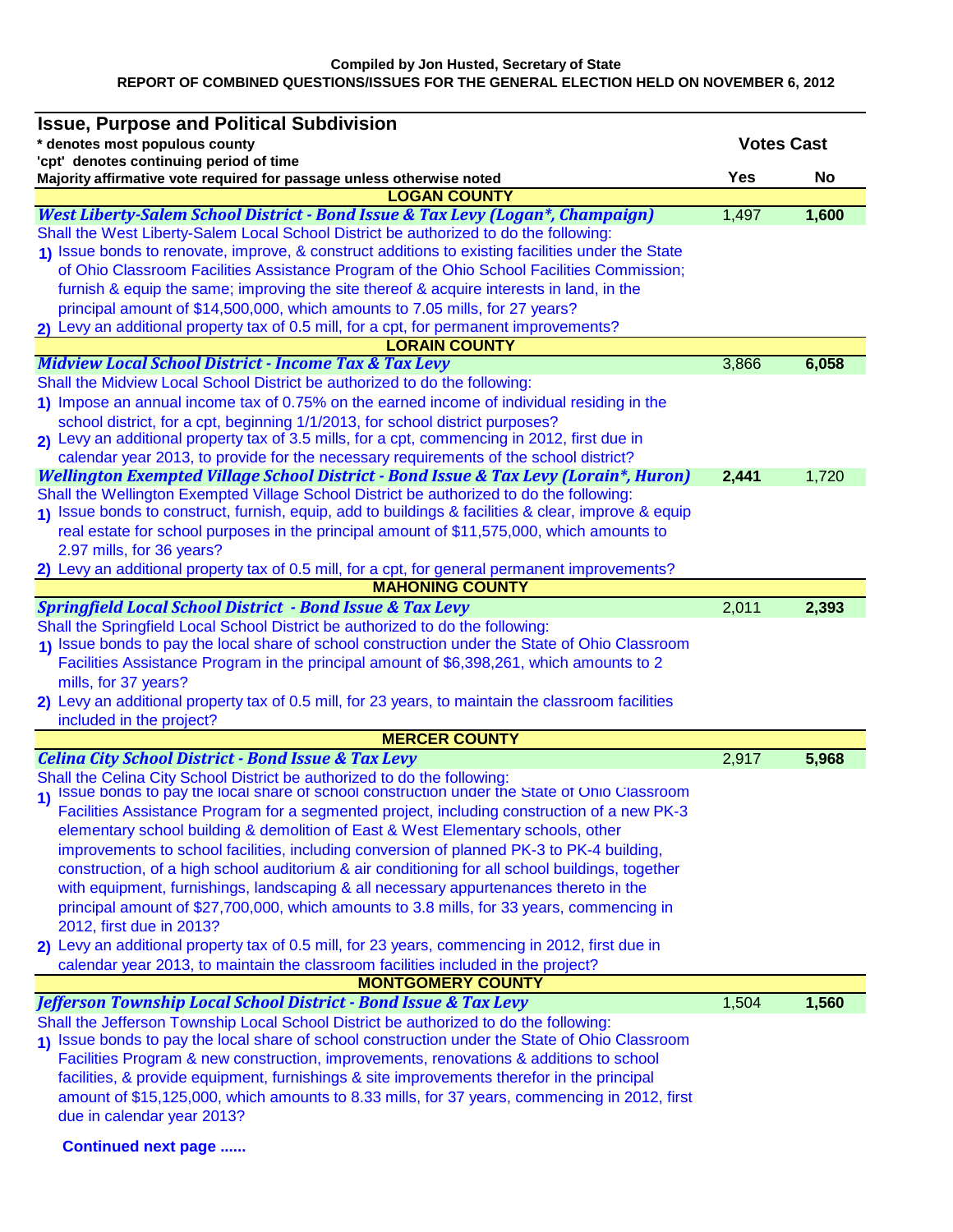**Compiled by Jon Husted, Secretary of State**

**REPORT OF COMBINED QUESTIONS/ISSUES FOR THE GENERAL ELECTION HELD ON NOVEMBER 6, 2012**

| **Issue, Purpose and Political Subdivision**<br>**\* denotes most populous county**<br>**'cpt' denotes continuing period of time**<br>**Majority affirmative vote required for passage unless otherwise noted** | **Votes Cast** | |
|---|---|---|
| | **Yes** | **No** |
| **LOGAN COUNTY** | | |
| ***West Liberty-Salem School District - Bond Issue & Tax Levy (Logan\*, Champaign)*** | 1,497 | **1,600** |
| Shall the West Liberty-Salem Local School District be authorized to do the following:<br>**1)** Issue bonds to renovate, improve, & construct additions to existing facilities under the State of Ohio Classroom Facilities Assistance Program of the Ohio School Facilities Commission; furnish & equip the same; improving the site thereof & acquire interests in land, in the principal amount of $14,500,000, which amounts to 7.05 mills, for 27 years?<br>**2)** Levy an additional property tax of 0.5 mill, for a cpt, for permanent improvements? | | |
| **LORAIN COUNTY** | | |
| ***Midview Local School District - Income Tax & Tax Levy*** | 3,866 | **6,058** |
| Shall the Midview Local School District be authorized to do the following:<br>**1)** Impose an annual income tax of 0.75% on the earned income of individual residing in the school district, for a cpt, beginning 1/1/2013, for school district purposes?<br>**2)** Levy an additional property tax of 3.5 mills, for a cpt, commencing in 2012, first due in calendar year 2013, to provide for the necessary requirements of the school district? | | |
| ***Wellington Exempted Village School District - Bond Issue & Tax Levy (Lorain\*, Huron)*** | **2,441** | 1,720 |
| Shall the Wellington Exempted Village School District be authorized to do the following:<br>**1)** Issue bonds to construct, furnish, equip, add to buildings & facilities & clear, improve & equip real estate for school purposes in the principal amount of $11,575,000, which amounts to 2.97 mills, for 36 years?<br>**2)** Levy an additional property tax of 0.5 mill, for a cpt, for general permanent improvements? | | |
| **MAHONING COUNTY** | | |
| ***Springfield Local School District - Bond Issue & Tax Levy*** | 2,011 | **2,393** |
| Shall the Springfield Local School District be authorized to do the following:<br>**1)** Issue bonds to pay the local share of school construction under the State of Ohio Classroom Facilities Assistance Program in the principal amount of $6,398,261, which amounts to 2 mills, for 37 years?<br>**2)** Levy an additional property tax of 0.5 mill, for 23 years, to maintain the classroom facilities included in the project? | | |
| **MERCER COUNTY** | | |
| ***Celina City School District - Bond Issue & Tax Levy*** | 2,917 | **5,968** |
| Shall the Celina City School District be authorized to do the following:<br>**1)** Issue bonds to pay the local share of school construction under the State of Ohio Classroom Facilities Assistance Program for a segmented project, including construction of a new PK-3 elementary school building & demolition of East & West Elementary schools, other improvements to school facilities, including conversion of planned PK-3 to PK-4 building, construction, of a high school auditorium & air conditioning for all school buildings, together with equipment, furnishings, landscaping & all necessary appurtenances thereto in the principal amount of $27,700,000, which amounts to 3.8 mills, for 33 years, commencing in 2012, first due in 2013?<br>**2)** Levy an additional property tax of 0.5 mill, for 23 years, commencing in 2012, first due in calendar year 2013, to maintain the classroom facilities included in the project? | | |
| **MONTGOMERY COUNTY** | | |
| ***Jefferson Township Local School District - Bond Issue & Tax Levy*** | 1,504 | **1,560** |
| Shall the Jefferson Township Local School District be authorized to do the following:<br>**1)** Issue bonds to pay the local share of school construction under the State of Ohio Classroom Facilities Program & new construction, improvements, renovations & additions to school facilities, & provide equipment, furnishings & site improvements therefor in the principal amount of $15,125,000, which amounts to 8.33 mills, for 37 years, commencing in 2012, first due in calendar year 2013? | | |

**Continued next page ......**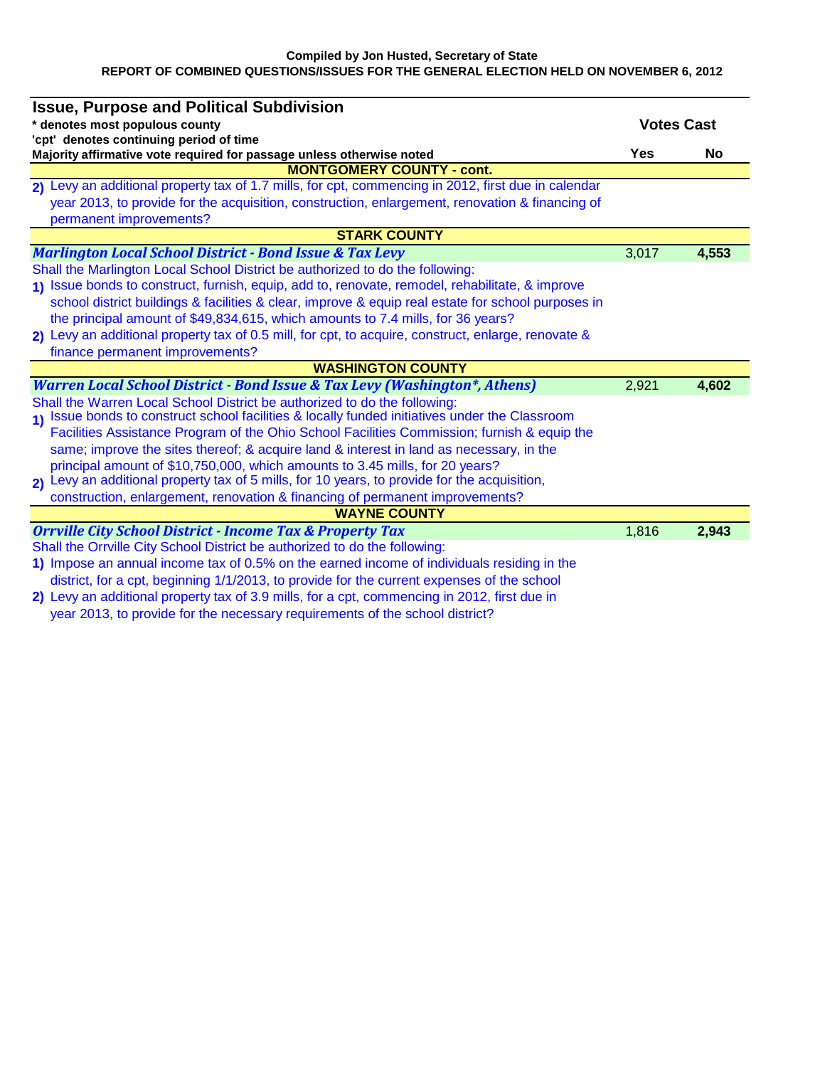Compiled by Jon Husted, Secretary of State

REPORT OF COMBINED QUESTIONS/ISSUES FOR THE GENERAL ELECTION HELD ON NOVEMBER 6, 2012

| Issue, Purpose and Political Subdivision<br>* denotes most populous county<br>'cpt' denotes continuing period of time<br>Majority affirmative vote required for passage unless otherwise noted | Votes Cast Yes | Votes Cast No |
|---|---|---|
| **MONTGOMERY COUNTY - cont.** | | |
| 2) Levy an additional property tax of 1.7 mills, for cpt, commencing in 2012, first due in calendar year 2013, to provide for the acquisition, construction, enlargement, renovation & financing of permanent improvements? | | |
| **STARK COUNTY** | | |
| ***Marlington Local School District - Bond Issue & Tax Levy*** | 3,017 | **4,553** |
| Shall the Marlington Local School District be authorized to do the following:<br>1) Issue bonds to construct, furnish, equip, add to, renovate, remodel, rehabilitate, & improve school district buildings & facilities & clear, improve & equip real estate for school purposes in the principal amount of $49,834,615, which amounts to 7.4 mills, for 36 years?<br>2) Levy an additional property tax of 0.5 mill, for cpt, to acquire, construct, enlarge, renovate & finance permanent improvements? | | |
| **WASHINGTON COUNTY** | | |
| ***Warren Local School District - Bond Issue & Tax Levy (Washington*, Athens)*** | 2,921 | **4,602** |
| Shall the Warren Local School District be authorized to do the following:<br>1) Issue bonds to construct school facilities & locally funded initiatives under the Classroom Facilities Assistance Program of the Ohio School Facilities Commission; furnish & equip the same; improve the sites thereof; & acquire land & interest in land as necessary, in the principal amount of $10,750,000, which amounts to 3.45 mills, for 20 years?<br>2) Levy an additional property tax of 5 mills, for 10 years, to provide for the acquisition, construction, enlargement, renovation & financing of permanent improvements? | | |
| **WAYNE COUNTY** | | |
| ***Orrville City School District - Income Tax & Property Tax*** | 1,816 | **2,943** |
| Shall the Orrville City School District be authorized to do the following:<br>1) Impose an annual income tax of 0.5% on the earned income of individuals residing in the district, for a cpt, beginning 1/1/2013, to provide for the current expenses of the school<br>2) Levy an additional property tax of 3.9 mills, for a cpt, commencing in 2012, first due in year 2013, to provide for the necessary requirements of the school district? | | |